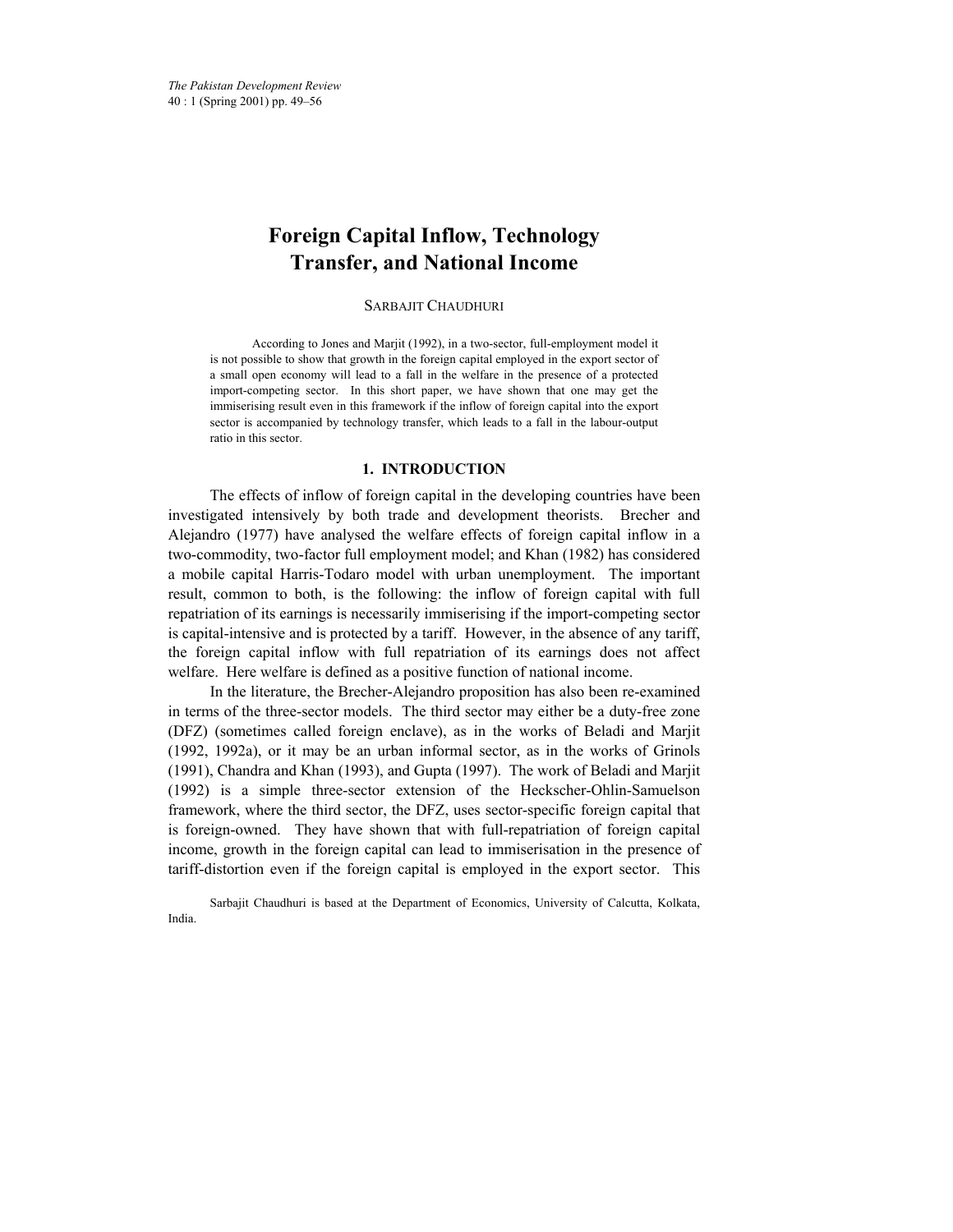# Foreign Capital Inflow, Technology Transfer, and National Income

SARBAJIT CHAUDHURI

According to Jones and Marjit (1992), in a two-sector, full-employment model it is not possible to show that growth in the foreign capital employed in the export sector of a small open economy will lead to a fall in the welfare in the presence of a protected import-competing sector. In this short paper, we have shown that one may get the immiserising result even in this framework if the inflow of foreign capital into the export sector is accompanied by technology transfer, which leads to a fall in the labour-output ratio in this sector.

## 1. INTRODUCTION

The effects of inflow of foreign capital in the developing countries have been investigated intensively by both trade and development theorists. Brecher and Alejandro (1977) have analysed the welfare effects of foreign capital inflow in a two-commodity, two-factor full employment model; and Khan (1982) has considered a mobile capital Harris-Todaro model with urban unemployment. The important result, common to both, is the following: the inflow of foreign capital with full repatriation of its earnings is necessarily immiserising if the import-competing sector is capital-intensive and is protected by a tariff. However, in the absence of any tariff, the foreign capital inflow with full repatriation of its earnings does not affect welfare. Here welfare is defined as a positive function of national income.

In the literature, the Brecher-Alejandro proposition has also been re-examined in terms of the three-sector models. The third sector may either be a duty-free zone (DFZ) (sometimes called foreign enclave), as in the works of Beladi and Marjit (1992, 1992a), or it may be an urban informal sector, as in the works of Grinols (1991), Chandra and Khan (1993), and Gupta (1997). The work of Beladi and Marjit (1992) is a simple three-sector extension of the Heckscher-Ohlin-Samuelson framework, where the third sector, the DFZ, uses sector-specific foreign capital that is foreign-owned. They have shown that with full-repatriation of foreign capital income, growth in the foreign capital can lead to immiserisation in the presence of tariff-distortion even if the foreign capital is employed in the export sector. This

Sarbajit Chaudhuri is based at the Department of Economics, University of Calcutta, Kolkata, India.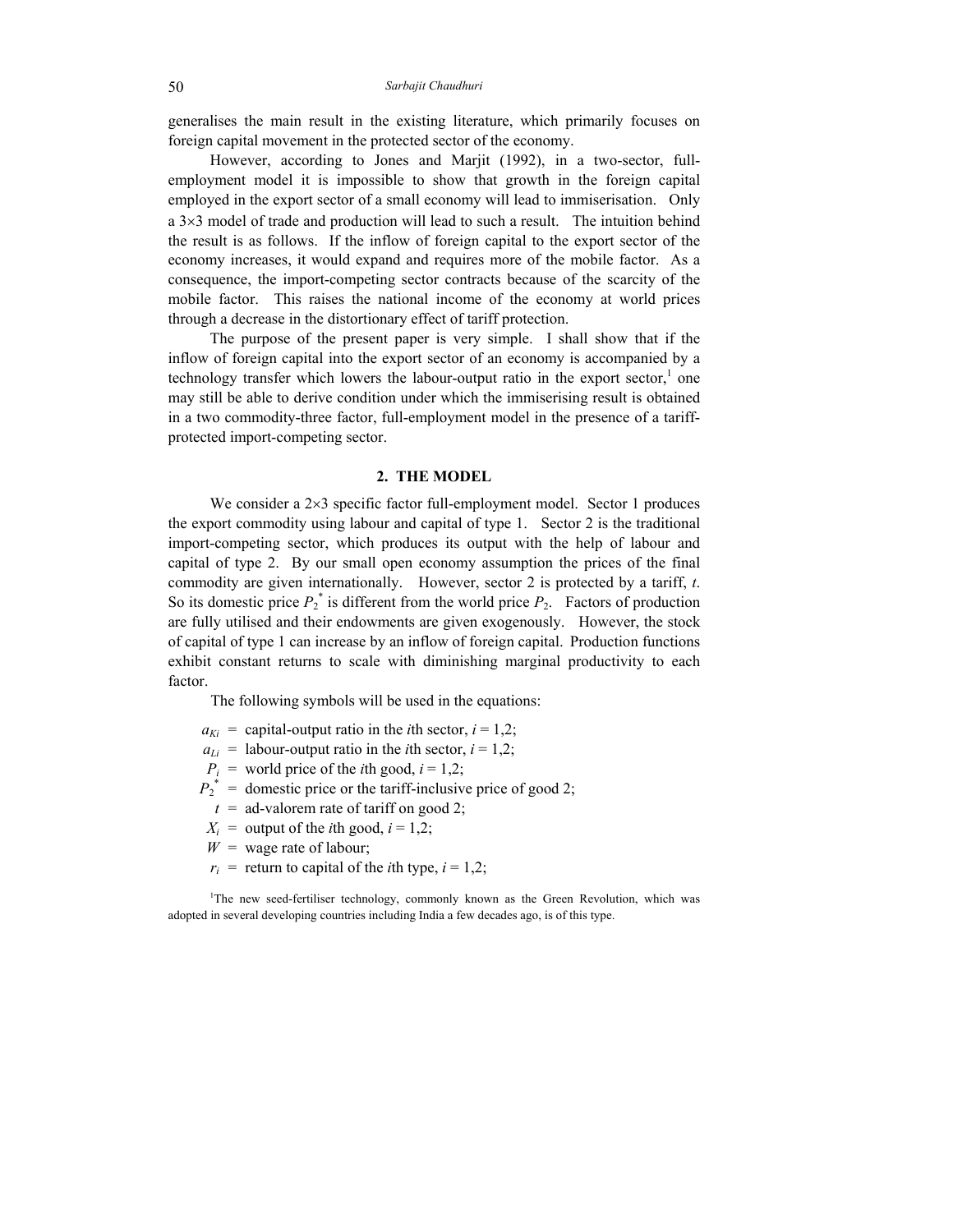generalises the main result in the existing literature, which primarily focuses on foreign capital movement in the protected sector of the economy.

However, according to Jones and Marjit (1992), in a two-sector, full-employment model it is impossible to show that growth in the foreign capital employed in the export sector of a small economy will lead to immiserisation. Only a 3×3 model of trade and production will lead to such a result. The intuition behind the result is as follows. If the inflow of foreign capital to the export sector of the economy increases, it would expand and requires more of the mobile factor. As a consequence, the import-competing sector contracts because of the scarcity of the mobile factor. This raises the national income of the economy at world prices through a decrease in the distortionary effect of tariff protection.

The purpose of the present paper is very simple. I shall show that if the inflow of foreign capital into the export sector of an economy is accompanied by a technology transfer which lowers the labour-output ratio in the export sector,[1] one may still be able to derive condition under which the immiserising result is obtained in a two commodity-three factor, full-employment model in the presence of a tariff-protected import-competing sector.

## 2. THE MODEL

We consider a 2×3 specific factor full-employment model. Sector 1 produces the export commodity using labour and capital of type 1. Sector 2 is the traditional import-competing sector, which produces its output with the help of labour and capital of type 2. By our small open economy assumption the prices of the final commodity are given internationally. However, sector 2 is protected by a tariff, $t$. So its domestic price $P_2^*$ is different from the world price $P_2$. Factors of production are fully utilised and their endowments are given exogenously. However, the stock of capital of type 1 can increase by an inflow of foreign capital. Production functions exhibit constant returns to scale with diminishing marginal productivity to each factor.

The following symbols will be used in the equations:

- $a_{Ki}$ = capital-output ratio in the $i$th sector, $i = 1,2$;
- $a_{Li}$ = labour-output ratio in the $i$th sector, $i = 1,2$;
- $P_i$ = world price of the $i$th good, $i = 1,2$;
- $P_2^*$ = domestic price or the tariff-inclusive price of good 2;
- $t$ = ad-valorem rate of tariff on good 2;
- $X_i$ = output of the $i$th good, $i = 1,2$;
- $W$ = wage rate of labour;
- $r_i$ = return to capital of the $i$th type, $i = 1,2$;

[1]The new seed-fertiliser technology, commonly known as the Green Revolution, which was adopted in several developing countries including India a few decades ago, is of this type.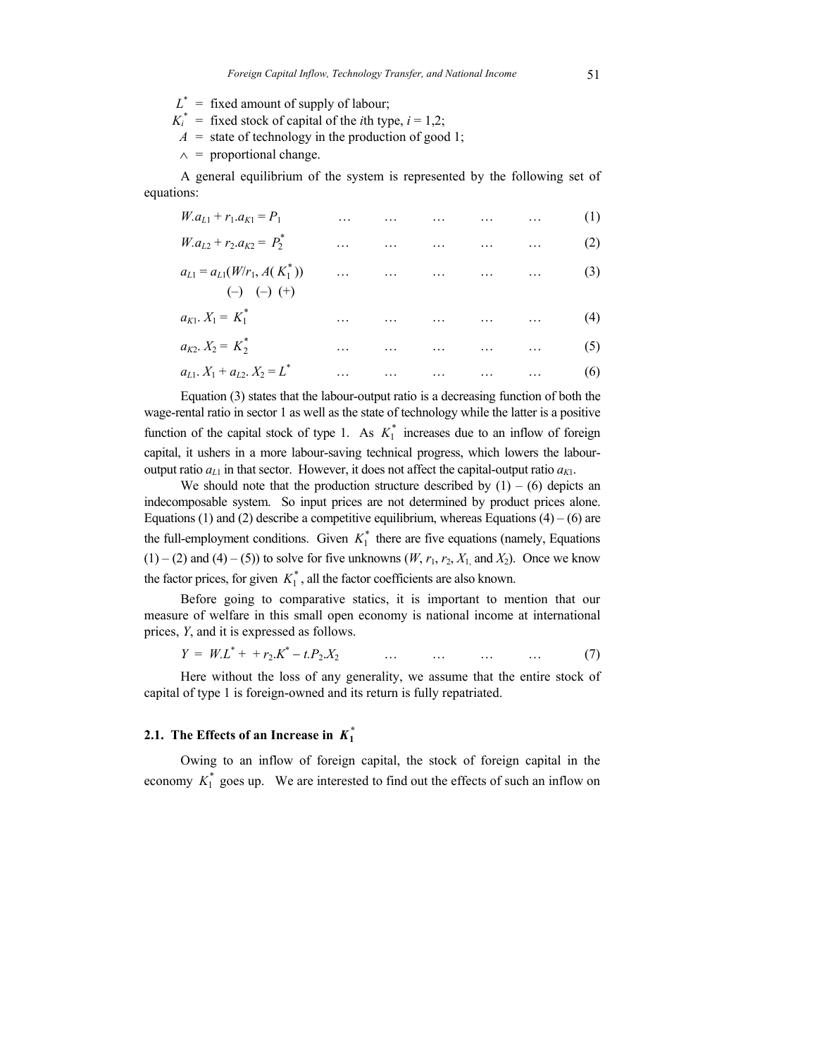$L^*$ = fixed amount of supply of labour;

$K_i^*$ = fixed stock of capital of the *i*th type, $i = 1,2$;

$A$ = state of technology in the production of good 1;

$\wedge$ = proportional change.

A general equilibrium of the system is represented by the following set of equations:

$$W.a_{L1} + r_1.a_{K1} = P_1 \qquad (1)$$

$$W.a_{L2} + r_2.a_{K2} = P_2^* \qquad (2)$$

$$a_{L1} = a_{L1}(W/r_1, A(K_1^*)) \qquad (3)$$
$$\quad (-) \quad (-) \; (+)$$

$$a_{K1}.X_1 = K_1^* \qquad (4)$$

$$a_{K2}.X_2 = K_2^* \qquad (5)$$

$$a_{L1}.X_1 + a_{L2}.X_2 = L^* \qquad (6)$$

Equation (3) states that the labour-output ratio is a decreasing function of both the wage-rental ratio in sector 1 as well as the state of technology while the latter is a positive function of the capital stock of type 1. As $K_1^*$ increases due to an inflow of foreign capital, it ushers in a more labour-saving technical progress, which lowers the labour-output ratio $a_{L1}$ in that sector. However, it does not affect the capital-output ratio $a_{K1}$.

We should note that the production structure described by (1) – (6) depicts an indecomposable system. So input prices are not determined by product prices alone. Equations (1) and (2) describe a competitive equilibrium, whereas Equations (4) – (6) are the full-employment conditions. Given $K_1^*$ there are five equations (namely, Equations (1) – (2) and (4) – (5)) to solve for five unknowns ($W$, $r_1$, $r_2$, $X_1$, and $X_2$). Once we know the factor prices, for given $K_1^*$, all the factor coefficients are also known.

Before going to comparative statics, it is important to mention that our measure of welfare in this small open economy is national income at international prices, $Y$, and it is expressed as follows.

$$Y = W.L^* + + r_2.K^* - t.P_2.X_2 \qquad (7)$$

Here without the loss of any generality, we assume that the entire stock of capital of type 1 is foreign-owned and its return is fully repatriated.

## 2.1. The Effects of an Increase in $K_1^*$

Owing to an inflow of foreign capital, the stock of foreign capital in the economy $K_1^*$ goes up. We are interested to find out the effects of such an inflow on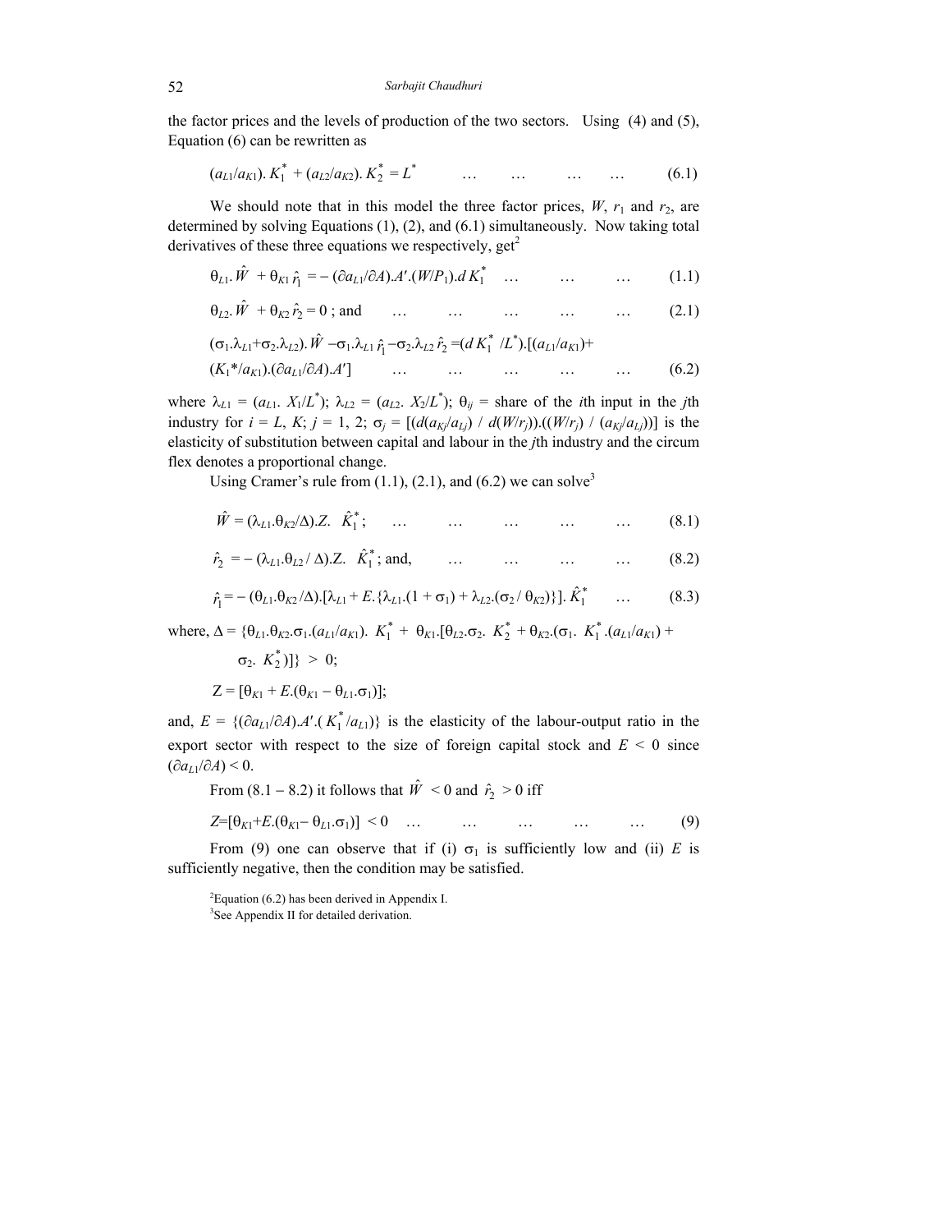the factor prices and the levels of production of the two sectors. Using (4) and (5), Equation (6) can be rewritten as

$$(a_{L1}/a_{K1}).\,K_1^* + (a_{L2}/a_{K2}).\,K_2^* = L^* \qquad \ldots \quad \ldots \quad \ldots \quad \ldots \qquad (6.1)$$

We should note that in this model the three factor prices, $W$, $r_1$ and $r_2$, are determined by solving Equations (1), (2), and (6.1) simultaneously. Now taking total derivatives of these three equations we respectively, get[2]

$$\theta_{L1}.\hat{W} + \theta_{K1}\,\hat{r}_1 = -\,(\partial a_{L1}/\partial A).A'.(W/P_1).d\,K_1^* \qquad \ldots \quad \ldots \quad \ldots \qquad (1.1)$$

$$\theta_{L2}.\hat{W} + \theta_{K2}\,\hat{r}_2 = 0 \text{ ; and} \qquad \ldots \quad \ldots \quad \ldots \quad \ldots \quad \ldots \qquad (2.1)$$

$$(\sigma_1.\lambda_{L1}+\sigma_2.\lambda_{L2}).\hat{W} - \sigma_1.\lambda_{L1}\,\hat{r}_1 - \sigma_2.\lambda_{L2}\,\hat{r}_2 = (d\,K_1^*\,/L^*).[(a_{L1}/a_{K1}) + (K_1^*/a_{K1}).(\partial a_{L1}/\partial A).A'] \qquad \ldots \quad \ldots \quad \ldots \quad \ldots \quad \ldots \qquad (6.2)$$

where $\lambda_{L1} = (a_{L1}.\,X_1/L^*)$; $\lambda_{L2} = (a_{L2}.\,X_2/L^*)$; $\theta_{ij}$ = share of the $i$th input in the $j$th industry for $i = L, K$; $j = 1, 2$; $\sigma_j = [(d(a_{Kj}/a_{Lj})\,/\,d(W/r_j)).((W/r_j)\,/\,(a_{Kj}/a_{Lj}))]$ is the elasticity of substitution between capital and labour in the $j$th industry and the circum flex denotes a proportional change.

Using Cramer's rule from (1.1), (2.1), and (6.2) we can solve[3]

$$\hat{W} = (\lambda_{L1}.\theta_{K2}/\Delta).Z.\;\hat{K}_1^* ; \qquad \ldots \quad \ldots \quad \ldots \quad \ldots \quad \ldots \qquad (8.1)$$

$$\hat{r}_2 = -\,(\lambda_{L1}.\theta_{L2}\,/\,\Delta).Z.\;\hat{K}_1^* \text{; and,} \qquad \ldots \quad \ldots \quad \ldots \quad \ldots \qquad (8.2)$$

$$\hat{r}_1 = -\,(\theta_{L1}.\theta_{K2}\,/\Delta).[\lambda_{L1} + E.\{\lambda_{L1}.(1+\sigma_1) + \lambda_{L2}.(\sigma_2\,/\,\theta_{K2})\}].\,\hat{K}_1^* \qquad \ldots \qquad (8.3)$$

where, $\Delta = \{\theta_{L1}.\theta_{K2}.\sigma_1.(a_{L1}/a_{K1}).\;K_1^* + \theta_{K1}.[\theta_{L2}.\sigma_2.\;K_2^* + \theta_{K2}.(\sigma_1.\;K_1^*.(a_{L1}/a_{K1}) + \sigma_2.\;K_2^*)]\} > 0$;

$Z = [\theta_{K1} + E.(\theta_{K1} - \theta_{L1}.\sigma_1)]$;

and, $E = \{(\partial a_{L1}/\partial A).A'.(K_1^*/a_{L1})\}$ is the elasticity of the labour-output ratio in the export sector with respect to the size of foreign capital stock and $E < 0$ since $(\partial a_{L1}/\partial A) < 0$.

From (8.1 – 8.2) it follows that $\hat{W} < 0$ and $\hat{r}_2 > 0$ iff

$$Z = [\theta_{K1} + E.(\theta_{K1} - \theta_{L1}.\sigma_1)] < 0 \qquad \ldots \quad \ldots \quad \ldots \quad \ldots \quad \ldots \qquad (9)$$

From (9) one can observe that if (i) $\sigma_1$ is sufficiently low and (ii) $E$ is sufficiently negative, then the condition may be satisfied.

[2]Equation (6.2) has been derived in Appendix I.

[3]See Appendix II for detailed derivation.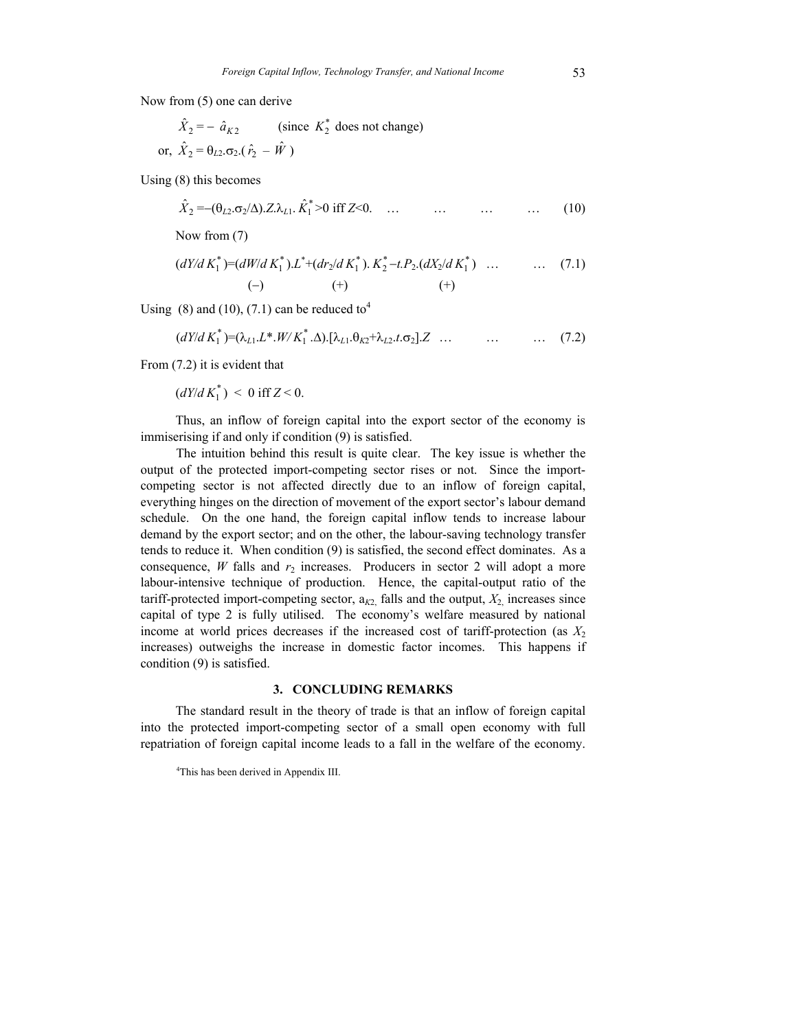Now from (5) one can derive

$$\hat{X}_2 = -\ \hat{a}_{K2} \qquad \text{(since } K_2^* \text{ does not change)}$$

$$\text{or, } \hat{X}_2 = \theta_{L2}.\sigma_2.(\hat{r}_2 - \hat{W})$$

Using (8) this becomes

$$\hat{X}_2 = -(\theta_{L2}.\sigma_2/\Delta).Z.\lambda_{L1}.\hat{K}_1^* > 0 \text{ iff } Z<0. \quad \ldots \quad \ldots \quad \ldots \quad \ldots \quad (10)$$

Now from (7)

$$(dY/dK_1^*) = (dW/dK_1^*).L^* + (dr_2/dK_1^*).K_2^* - t.P_2.(dX_2/dK_1^*) \quad \ldots \quad \ldots \quad (7.1)$$

$$\qquad (-) \qquad\qquad\qquad (+) \qquad\qquad\qquad (+)$$

Using (8) and (10), (7.1) can be reduced to[4]

$$(dY/dK_1^*) = (\lambda_{L1}.L^*.W/K_1^*.\Delta).[\lambda_{L1}.\theta_{K2} + \lambda_{L2}.t.\sigma_2].Z \quad \ldots \quad \ldots \quad \ldots \quad (7.2)$$

From (7.2) it is evident that

$$(dY/dK_1^*) < 0 \text{ iff } Z < 0.$$

Thus, an inflow of foreign capital into the export sector of the economy is immiserising if and only if condition (9) is satisfied.

The intuition behind this result is quite clear. The key issue is whether the output of the protected import-competing sector rises or not. Since the import-competing sector is not affected directly due to an inflow of foreign capital, everything hinges on the direction of movement of the export sector's labour demand schedule. On the one hand, the foreign capital inflow tends to increase labour demand by the export sector; and on the other, the labour-saving technology transfer tends to reduce it. When condition (9) is satisfied, the second effect dominates. As a consequence, $W$ falls and $r_2$ increases. Producers in sector 2 will adopt a more labour-intensive technique of production. Hence, the capital-output ratio of the tariff-protected import-competing sector, $a_{K2}$, falls and the output, $X_2$, increases since capital of type 2 is fully utilised. The economy's welfare measured by national income at world prices decreases if the increased cost of tariff-protection (as $X_2$ increases) outweighs the increase in domestic factor incomes. This happens if condition (9) is satisfied.

## 3. CONCLUDING REMARKS

The standard result in the theory of trade is that an inflow of foreign capital into the protected import-competing sector of a small open economy with full repatriation of foreign capital income leads to a fall in the welfare of the economy.

[4]This has been derived in Appendix III.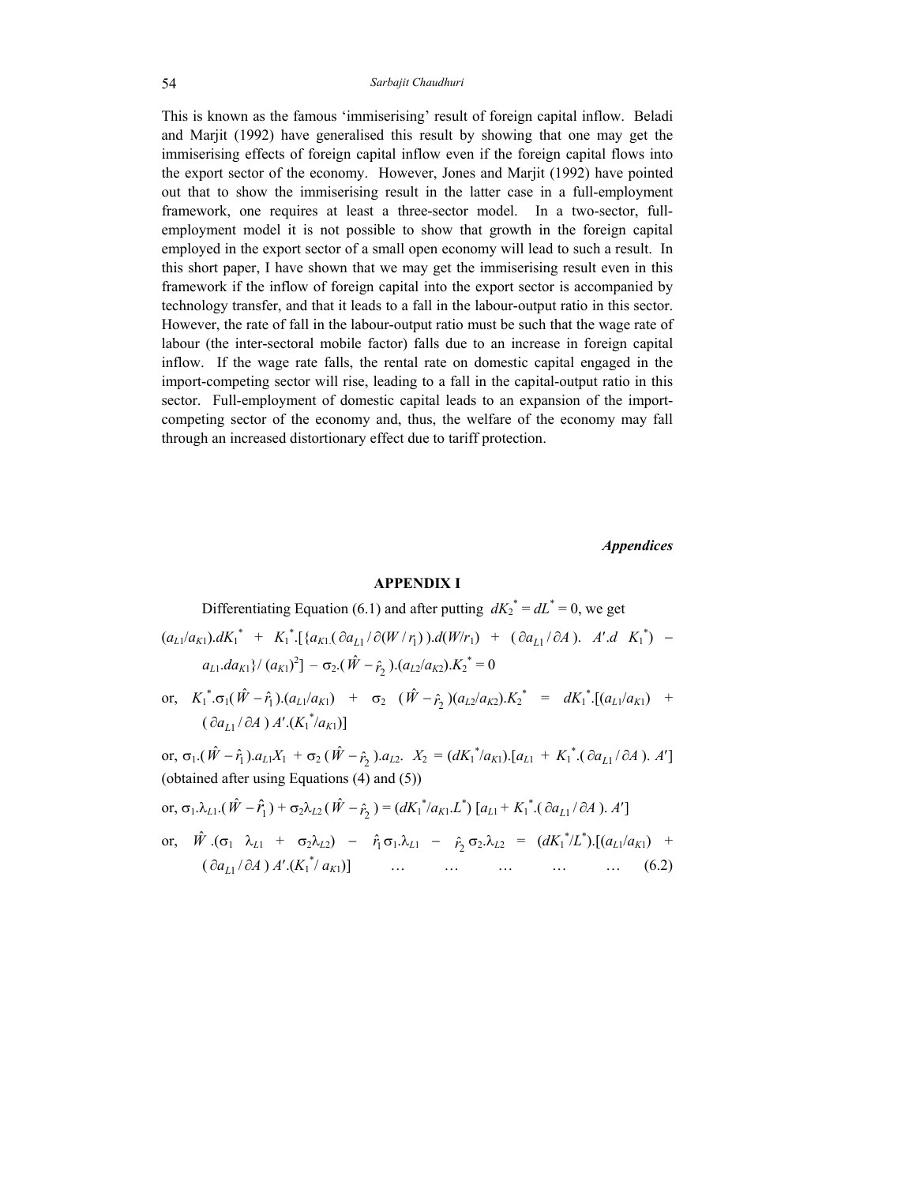This is known as the famous 'immiserising' result of foreign capital inflow. Beladi and Marjit (1992) have generalised this result by showing that one may get the immiserising effects of foreign capital inflow even if the foreign capital flows into the export sector of the economy. However, Jones and Marjit (1992) have pointed out that to show the immiserising result in the latter case in a full-employment framework, one requires at least a three-sector model. In a two-sector, full-employment model it is not possible to show that growth in the foreign capital employed in the export sector of a small open economy will lead to such a result. In this short paper, I have shown that we may get the immiserising result even in this framework if the inflow of foreign capital into the export sector is accompanied by technology transfer, and that it leads to a fall in the labour-output ratio in this sector. However, the rate of fall in the labour-output ratio must be such that the wage rate of labour (the inter-sectoral mobile factor) falls due to an increase in foreign capital inflow. If the wage rate falls, the rental rate on domestic capital engaged in the import-competing sector will rise, leading to a fall in the capital-output ratio in this sector. Full-employment of domestic capital leads to an expansion of the import-competing sector of the economy and, thus, the welfare of the economy may fall through an increased distortionary effect due to tariff protection.

***Appendices***

## APPENDIX I

Differentiating Equation (6.1) and after putting $dK_2^* = dL^* = 0$, we get

$(a_{L1}/a_{K1}).dK_1^* + K_1^*.[\{a_{K1}.(\partial a_{L1}/\partial (W/r_1)).d(W/r_1) + (\partial a_{L1}/\partial A).\ A'.d\ K_1^*) - a_{L1}.da_{K1}\}/(a_{K1})^2] - \sigma_2.(\hat{W} - \hat{r}_2).(a_{L2}/a_{K2}).K_2^* = 0$

or, $K_1^*.\sigma_1(\hat{W} - \hat{r}_1).(a_{L1}/a_{K1}) + \sigma_2\ (\hat{W} - \hat{r}_2)(a_{L2}/a_{K2}).K_2^* = dK_1^*.[(a_{L1}/a_{K1}) + (\partial a_{L1}/\partial A)\ A'.(K_1^*/a_{K1})]$

or, $\sigma_1.(\hat{W} - \hat{r}_1).a_{L1}X_1 + \sigma_2\ (\hat{W} - \hat{r}_2).a_{L2}.\ X_2 = (dK_1^*/a_{K1}).[a_{L1} + K_1^*.(\partial a_{L1}/\partial A).\ A']$ (obtained after using Equations (4) and (5))

or, $\sigma_1.\lambda_{L1}.(\hat{W} - \hat{r}_1) + \sigma_2\lambda_{L2}(\hat{W} - \hat{r}_2) = (dK_1^*/a_{K1}.L^*)\ [a_{L1} + K_1^*.(\partial a_{L1}/\partial A).\ A']$

or, $\hat{W}.(\sigma_1\ \lambda_{L1} + \sigma_2\lambda_{L2}) - \hat{r}_1\sigma_1.\lambda_{L1} - \hat{r}_2\sigma_2.\lambda_{L2} = (dK_1^*/L^*).[(a_{L1}/a_{K1}) + (\partial a_{L1}/\partial A)\ A'.(K_1^*/a_{K1})]$ … … … … … (6.2)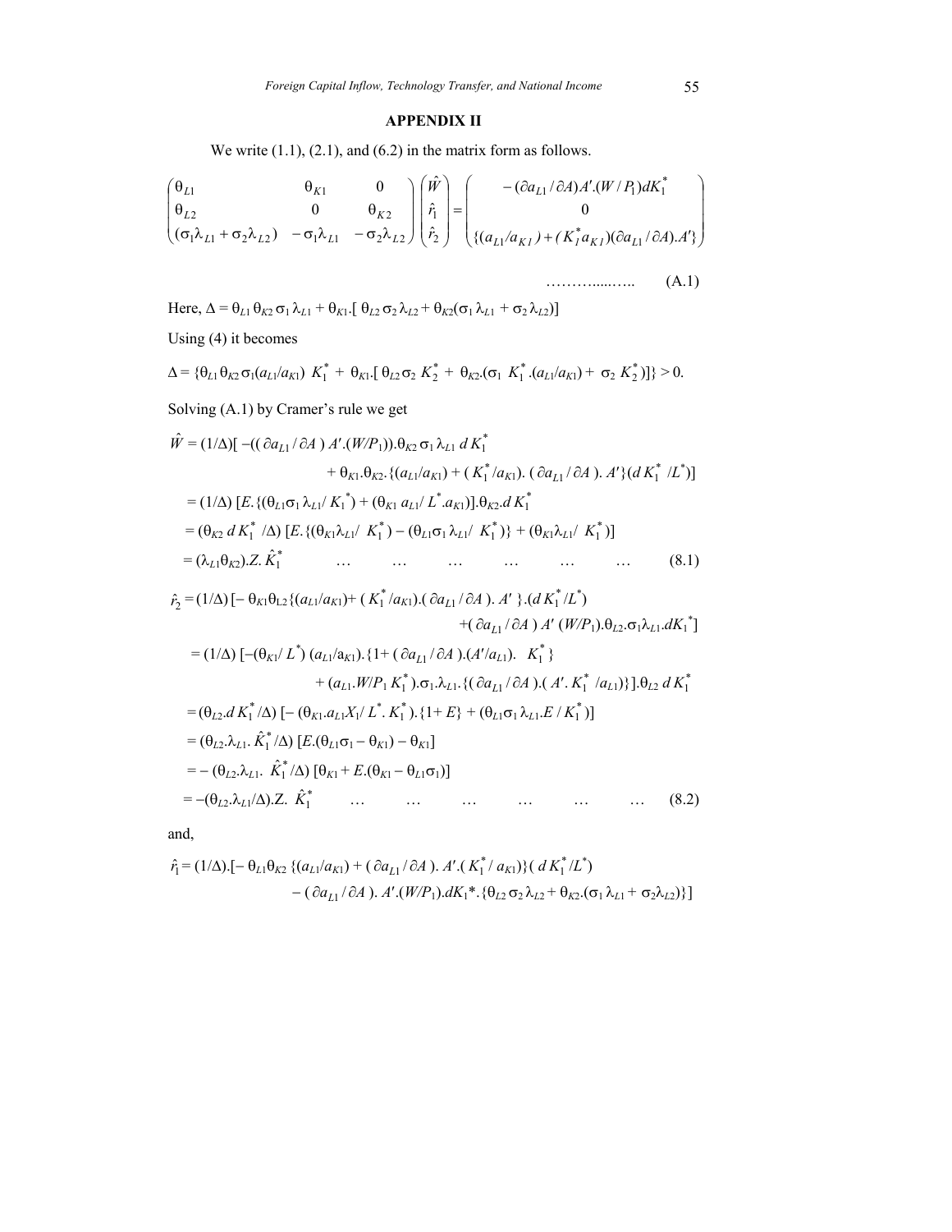## APPENDIX II

We write (1.1), (2.1), and (6.2) in the matrix form as follows.

$$\begin{pmatrix} \theta_{L1} & \theta_{K1} & 0 \\ \theta_{L2} & 0 & \theta_{K2} \\ (\sigma_1\lambda_{L1}+\sigma_2\lambda_{L2}) & -\sigma_1\lambda_{L1} & -\sigma_2\lambda_{L2} \end{pmatrix} \begin{pmatrix} \hat{W} \\ \hat{r}_1 \\ \hat{r}_2 \end{pmatrix} = \begin{pmatrix} -(\partial a_{L1}/\partial A)A'.(W/P_1)dK_1^* \\ 0 \\ \{(a_{L1}/a_{K1}) + (K_1^* a_{K1})(\partial a_{L1}/\partial A).A'\} \end{pmatrix} \qquad \ldots\ldots\ldots\ldots\ldots \text{(A.1)}$$

Here, $\Delta = \theta_{L1}\,\theta_{K2}\,\sigma_1\,\lambda_{L1} + \theta_{K1}.[\,\theta_{L2}\,\sigma_2\,\lambda_{L2} + \theta_{K2}(\sigma_1\,\lambda_{L1} + \sigma_2\,\lambda_{L2})]$

Using (4) it becomes

$\Delta = \{\theta_{L1}\,\theta_{K2}\,\sigma_1(a_{L1}/a_{K1})\; K_1^* + \theta_{K1}.[\,\theta_{L2}\,\sigma_2\; K_2^* + \theta_{K2}.(\sigma_1\; K_1^*.(a_{L1}/a_{K1}) + \sigma_2\; K_2^*)]\} > 0.$

Solving (A.1) by Cramer's rule we get

$$\begin{aligned}
\hat{W} &= (1/\Delta)[\,-((\partial a_{L1}/\partial A)\,A'.(W/P_1)).\theta_{K2}\,\sigma_1\,\lambda_{L1}\,dK_1^* \\
&\qquad + \theta_{K1}.\theta_{K2}.\{(a_{L1}/a_{K1}) + (K_1^*/a_{K1}).\,(\partial a_{L1}/\partial A).\,A'\}(dK_1^*/L^*)] \\
&= (1/\Delta)\,[E.\{(\theta_{L1}\sigma_1\,\lambda_{L1}/\,K_1^*) + (\theta_{K1}\,a_{L1}/\,L^*.a_{K1})]\}.\theta_{K2}.dK_1^* \\
&= (\theta_{K2}\,dK_1^*\,/\Delta)\,[E.\{(\theta_{K1}\lambda_{L1}/\;K_1^*) - (\theta_{L1}\sigma_1\,\lambda_{L1}/\;K_1^*)\} + (\theta_{K1}\lambda_{L1}/\;K_1^*)] \\
&= (\lambda_{L1}\theta_{K2}).Z.\,\hat{K}_1^* \qquad \ldots \quad \ldots \quad \ldots \quad \ldots \quad \ldots \quad \ldots \qquad (8.1)
\end{aligned}$$

$$\begin{aligned}
\hat{r}_2 &= (1/\Delta)\,[-\,\theta_{K1}\theta_{L2}\{(a_{L1}/a_{K1}) + (K_1^*/a_{K1}).(\partial a_{L1}/\partial A).\,A'\,\}.(dK_1^*/L^*) \\
&\qquad + (\partial a_{L1}/\partial A)\,A'\,(W/P_1).\theta_{L2}.\sigma_1\lambda_{L1}.dK_1^*] \\
&= (1/\Delta)\,[-(\theta_{K1}/\,L^*)\,(a_{L1}/a_{K1}).\{1 + (\partial a_{L1}/\partial A).(A'/a_{L1}).\;\;K_1^*\} \\
&\qquad + (a_{L1}.W/P_1\,K_1^*).\sigma_1.\lambda_{L1}.\{(\partial a_{L1}/\partial A).(\,A'.\,K_1^*\;/a_{L1})\}].\theta_{L2}\,dK_1^* \\
&= (\theta_{L2}.dK_1^*/\Delta)\,[-\,(\theta_{K1}.a_{L1}X_1/\,L^*.\,K_1^*).\{1+E\} + (\theta_{L1}\sigma_1\,\lambda_{L1}.E\,/\,K_1^*)] \\
&= (\theta_{L2}.\lambda_{L1}.\;\hat{K}_1^*/\Delta)\,[E.(\theta_{L1}\sigma_1 - \theta_{K1}) - \theta_{K1}] \\
&= -\,(\theta_{L2}.\lambda_{L1}.\;\hat{K}_1^*/\Delta)\,[\theta_{K1} + E.(\theta_{K1} - \theta_{L1}\sigma_1)] \\
&= -(\theta_{L2}.\lambda_{L1}/\Delta).Z.\;\hat{K}_1^* \qquad \ldots \quad \ldots \quad \ldots \quad \ldots \quad \ldots \quad \ldots \qquad (8.2)
\end{aligned}$$

and,

$$\begin{aligned}
\hat{r}_1 &= (1/\Delta).[-\,\theta_{L1}\theta_{K2}\,\{(a_{L1}/a_{K1}) + (\partial a_{L1}/\partial A).\,A'.(\,K_1^*/\,a_{K1})\}(\,dK_1^*/L^*) \\
&\qquad - (\partial a_{L1}/\partial A).\,A'.(W/P_1).dK_1^*.\{\theta_{L2}\,\sigma_2\,\lambda_{L2} + \theta_{K2}.(\sigma_1\,\lambda_{L1} + \sigma_2\lambda_{L2})\}]
\end{aligned}$$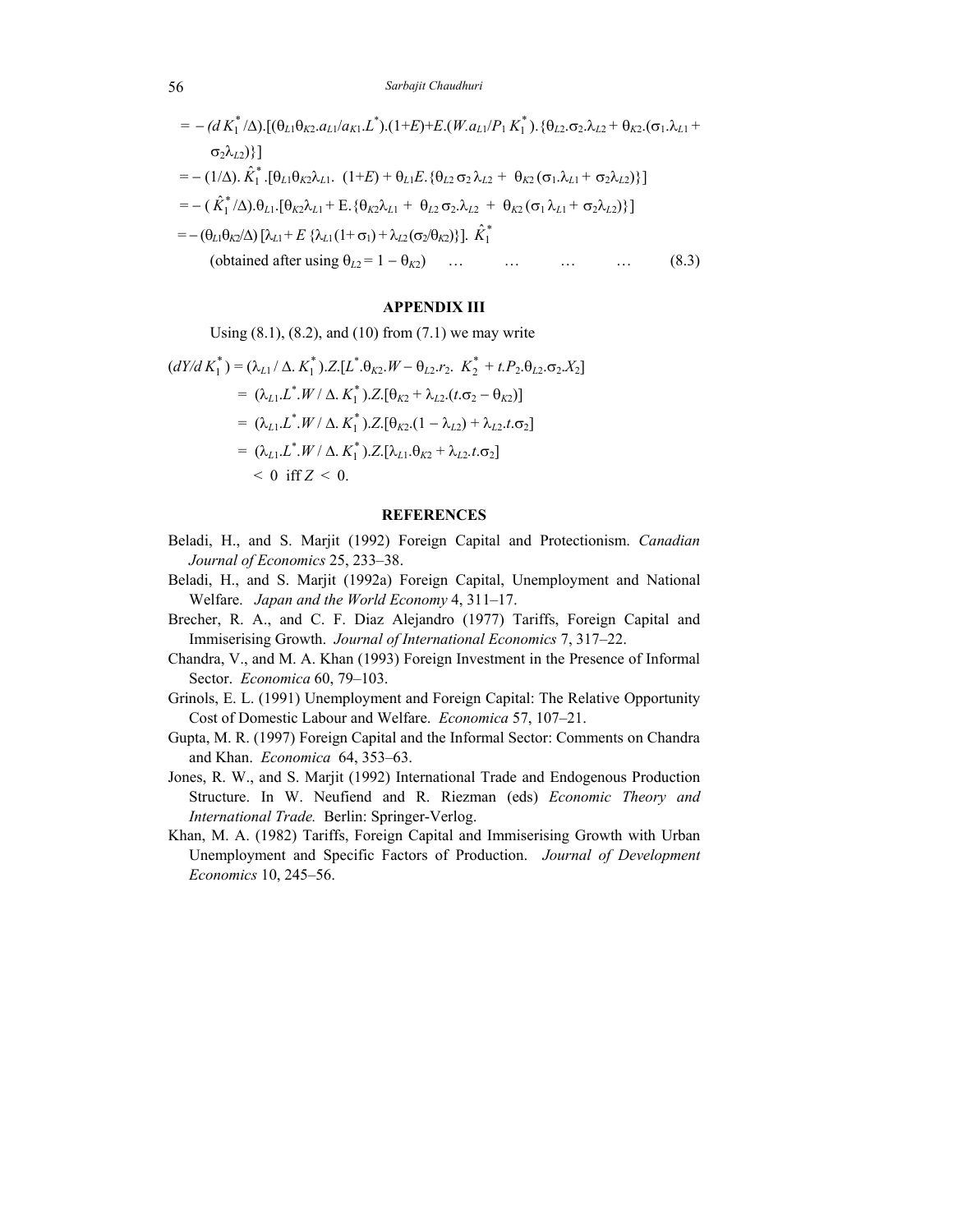$$= -(d K_1^* / \Delta).[(\theta_{L1}\theta_{K2}.a_{L1}/a_{K1}.L^*).(1+E)+E.(W.a_{L1}/P_1 K_1^*).\{\theta_{L2}.\sigma_2.\lambda_{L2} + \theta_{K2}.(\sigma_1.\lambda_{L1} + \sigma_2\lambda_{L2})\}]$$

$$= -(1/\Delta).\hat{K}_1^*.[\theta_{L1}\theta_{K2}\lambda_{L1}.\ (1+E) + \theta_{L1}E.\{\theta_{L2}\,\sigma_2\,\lambda_{L2} + \ \theta_{K2}\,(\sigma_1.\lambda_{L1} + \sigma_2\lambda_{L2})\}]$$

$$= -(\hat{K}_1^*/\Delta).\theta_{L1}.[\theta_{K2}\lambda_{L1} + \text{E}.\{\theta_{K2}\lambda_{L1} + \ \theta_{L2}\,\sigma_2.\lambda_{L2} \ + \ \theta_{K2}\,(\sigma_1\,\lambda_{L1} + \sigma_2\lambda_{L2})\}]$$

$$= -(\theta_{L1}\theta_{K2}/\Delta)\,[\lambda_{L1} + E\,\{\lambda_{L1}(1+\sigma_1) + \lambda_{L2}(\sigma_2/\theta_{K2})\}].\ \hat{K}_1^*$$

(obtained after using $\theta_{L2} = 1 - \theta_{K2}$) … … … … (8.3)

## APPENDIX III

Using (8.1), (8.2), and (10) from (7.1) we may write

$$(dY/d K_1^*) = (\lambda_{L1} / \Delta.\ K_1^*).Z.[L^*.\theta_{K2}.W - \theta_{L2}.r_2.\ K_2^* + t.P_2.\theta_{L2}.\sigma_2.X_2]$$

$$= (\lambda_{L1}.L^*.W / \Delta.\ K_1^*).Z.[\theta_{K2} + \lambda_{L2}.(t.\sigma_2 - \theta_{K2})]$$

$$= (\lambda_{L1}.L^*.W / \Delta.\ K_1^*).Z.[\theta_{K2}.(1 - \lambda_{L2}) + \lambda_{L2}.t.\sigma_2]$$

$$= (\lambda_{L1}.L^*.W / \Delta.\ K_1^*).Z.[\lambda_{L1}.\theta_{K2} + \lambda_{L2}.t.\sigma_2]$$

$$< 0 \ \text{ iff } Z < 0.$$

## REFERENCES

Beladi, H., and S. Marjit (1992) Foreign Capital and Protectionism. *Canadian Journal of Economics* 25, 233–38.

Beladi, H., and S. Marjit (1992a) Foreign Capital, Unemployment and National Welfare. *Japan and the World Economy* 4, 311–17.

Brecher, R. A., and C. F. Diaz Alejandro (1977) Tariffs, Foreign Capital and Immiserising Growth. *Journal of International Economics* 7, 317–22.

Chandra, V., and M. A. Khan (1993) Foreign Investment in the Presence of Informal Sector. *Economica* 60, 79–103.

Grinols, E. L. (1991) Unemployment and Foreign Capital: The Relative Opportunity Cost of Domestic Labour and Welfare. *Economica* 57, 107–21.

Gupta, M. R. (1997) Foreign Capital and the Informal Sector: Comments on Chandra and Khan. *Economica* 64, 353–63.

Jones, R. W., and S. Marjit (1992) International Trade and Endogenous Production Structure. In W. Neufiend and R. Riezman (eds) *Economic Theory and International Trade.* Berlin: Springer-Verlog.

Khan, M. A. (1982) Tariffs, Foreign Capital and Immiserising Growth with Urban Unemployment and Specific Factors of Production. *Journal of Development Economics* 10, 245–56.